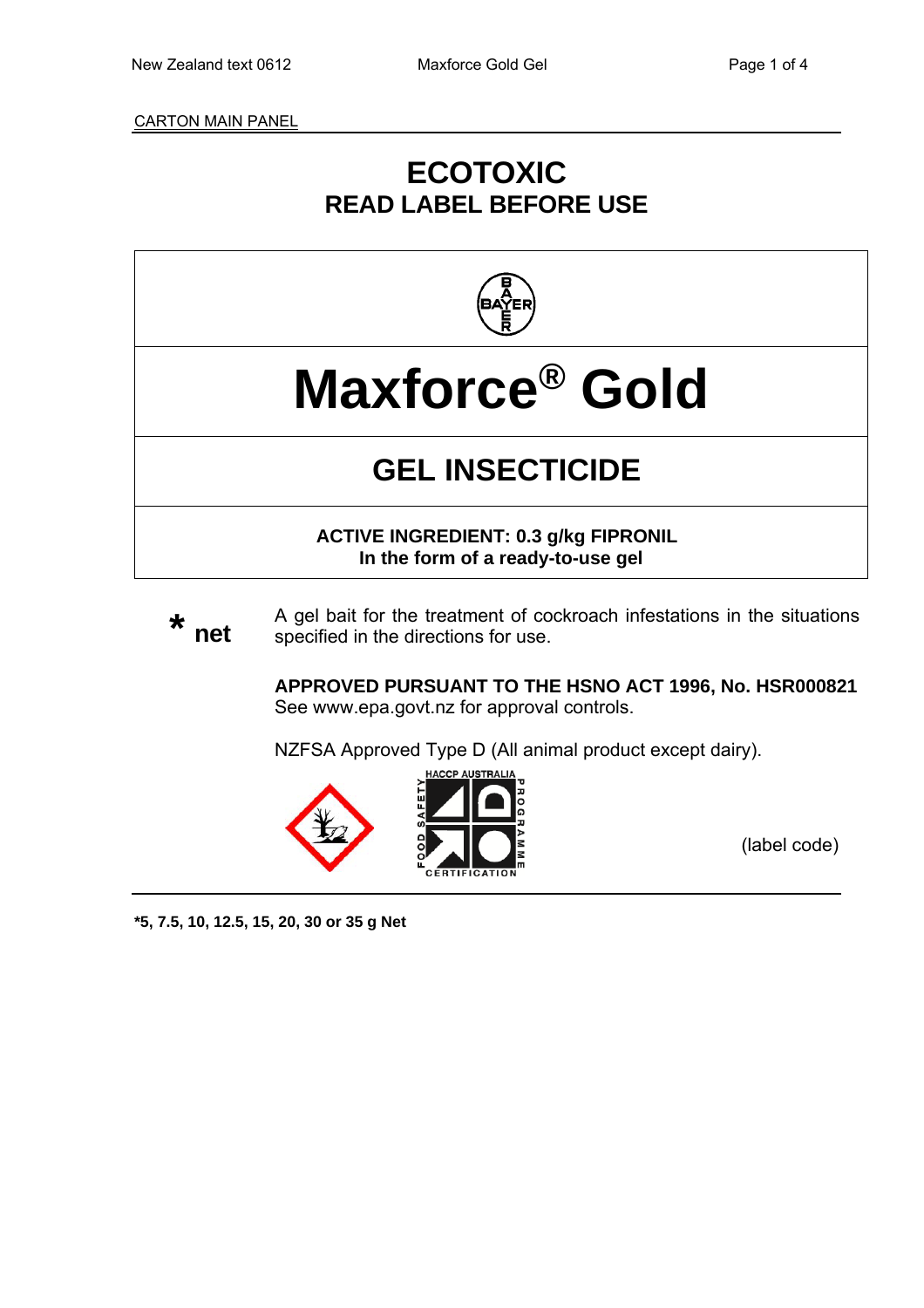CARTON MAIN PANEL

# ECOTOXIC
## READ LABEL BEFORE USE

# Maxforce® Gold

## GEL INSECTICIDE

**ACTIVE INGREDIENT: 0.3 g/kg FIPRONIL**
**In the form of a ready-to-use gel**

**\* net**

A gel bait for the treatment of cockroach infestations in the situations specified in the directions for use.

**APPROVED PURSUANT TO THE HSNO ACT 1996, No. HSR000821**
See www.epa.govt.nz for approval controls.

NZFSA Approved Type D (All animal product except dairy).

HACCP AUSTRALIA FOOD SAFETY PROGRAMME CERTIFICATION

(label code)

**\*5, 7.5, 10, 12.5, 15, 20, 30 or 35 g Net**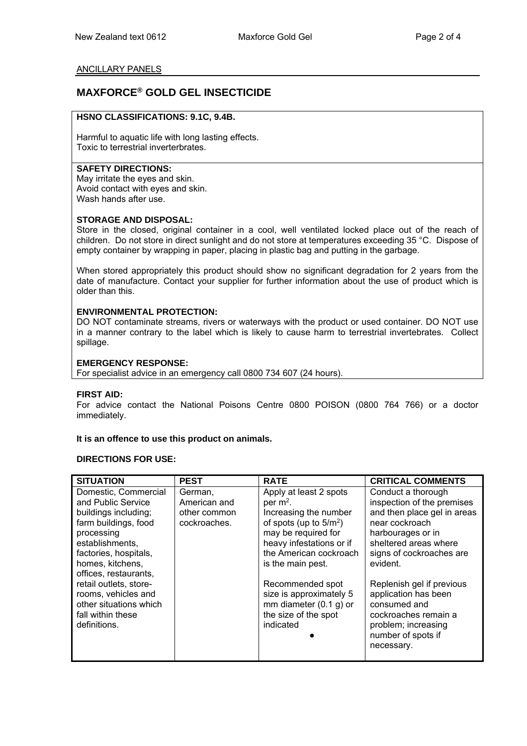ANCILLARY PANELS

# MAXFORCE® GOLD GEL INSECTICIDE

**HSNO CLASSIFICATIONS: 9.1C, 9.4B.**

Harmful to aquatic life with long lasting effects.
Toxic to terrestrial inverterbrates.

**SAFETY DIRECTIONS:**
May irritate the eyes and skin.
Avoid contact with eyes and skin.
Wash hands after use.

**STORAGE AND DISPOSAL:**
Store in the closed, original container in a cool, well ventilated locked place out of the reach of children. Do not store in direct sunlight and do not store at temperatures exceeding 35 °C. Dispose of empty container by wrapping in paper, placing in plastic bag and putting in the garbage.

When stored appropriately this product should show no significant degradation for 2 years from the date of manufacture. Contact your supplier for further information about the use of product which is older than this.

**ENVIRONMENTAL PROTECTION:**
DO NOT contaminate streams, rivers or waterways with the product or used container. DO NOT use in a manner contrary to the label which is likely to cause harm to terrestrial invertebrates. Collect spillage.

**EMERGENCY RESPONSE:**
For specialist advice in an emergency call 0800 734 607 (24 hours).

**FIRST AID:**
For advice contact the National Poisons Centre 0800 POISON (0800 764 766) or a doctor immediately.

**It is an offence to use this product on animals.**

**DIRECTIONS FOR USE:**

| SITUATION | PEST | RATE | CRITICAL COMMENTS |
|---|---|---|---|
| Domestic, Commercial and Public Service buildings including; farm buildings, food processing establishments, factories, hospitals, homes, kitchens, offices, restaurants, retail outlets, store-rooms, vehicles and other situations which fall within these definitions. | German, American and other common cockroaches. | Apply at least 2 spots per $m^2$. Increasing the number of spots (up to $5/m^2$) may be required for heavy infestations or if the American cockroach is the main pest.<br><br>Recommended spot size is approximately 5 mm diameter (0.1 g) or the size of the spot indicated ● | Conduct a thorough inspection of the premises and then place gel in areas near cockroach harbourages or in sheltered areas where signs of cockroaches are evident.<br><br>Replenish gel if previous application has been consumed and cockroaches remain a problem; increasing number of spots if necessary. |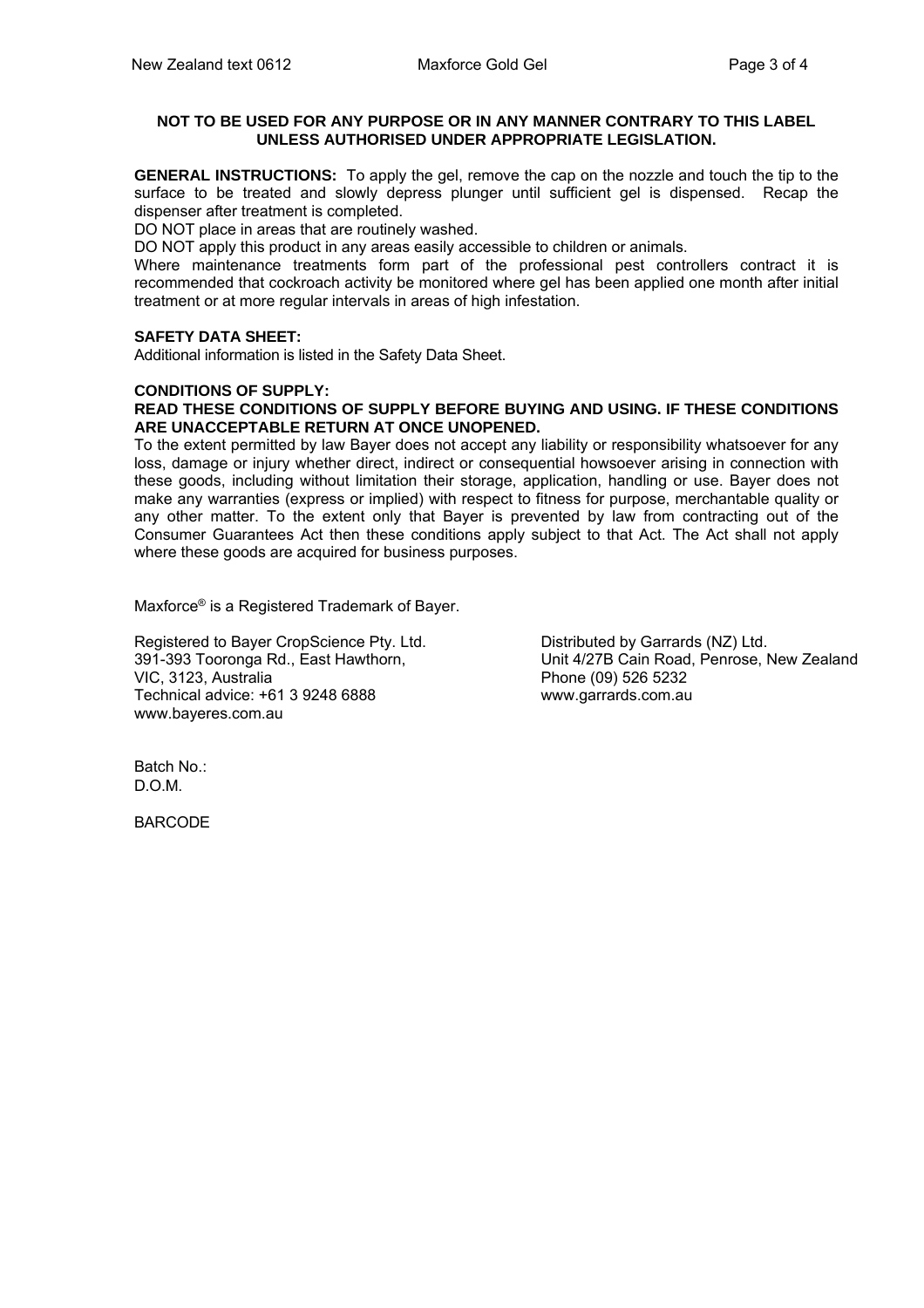**NOT TO BE USED FOR ANY PURPOSE OR IN ANY MANNER CONTRARY TO THIS LABEL UNLESS AUTHORISED UNDER APPROPRIATE LEGISLATION.**

**GENERAL INSTRUCTIONS:** To apply the gel, remove the cap on the nozzle and touch the tip to the surface to be treated and slowly depress plunger until sufficient gel is dispensed. Recap the dispenser after treatment is completed.
DO NOT place in areas that are routinely washed.
DO NOT apply this product in any areas easily accessible to children or animals.
Where maintenance treatments form part of the professional pest controllers contract it is recommended that cockroach activity be monitored where gel has been applied one month after initial treatment or at more regular intervals in areas of high infestation.

**SAFETY DATA SHEET:**
Additional information is listed in the Safety Data Sheet.

**CONDITIONS OF SUPPLY:**
**READ THESE CONDITIONS OF SUPPLY BEFORE BUYING AND USING. IF THESE CONDITIONS ARE UNACCEPTABLE RETURN AT ONCE UNOPENED.**
To the extent permitted by law Bayer does not accept any liability or responsibility whatsoever for any loss, damage or injury whether direct, indirect or consequential howsoever arising in connection with these goods, including without limitation their storage, application, handling or use. Bayer does not make any warranties (express or implied) with respect to fitness for purpose, merchantable quality or any other matter. To the extent only that Bayer is prevented by law from contracting out of the Consumer Guarantees Act then these conditions apply subject to that Act. The Act shall not apply where these goods are acquired for business purposes.

Maxforce® is a Registered Trademark of Bayer.

Registered to Bayer CropScience Pty. Ltd.
391-393 Tooronga Rd., East Hawthorn,
VIC, 3123, Australia
Technical advice: +61 3 9248 6888
www.bayeres.com.au

Distributed by Garrards (NZ) Ltd.
Unit 4/27B Cain Road, Penrose, New Zealand
Phone (09) 526 5232
www.garrards.com.au

Batch No.:
D.O.M.

BARCODE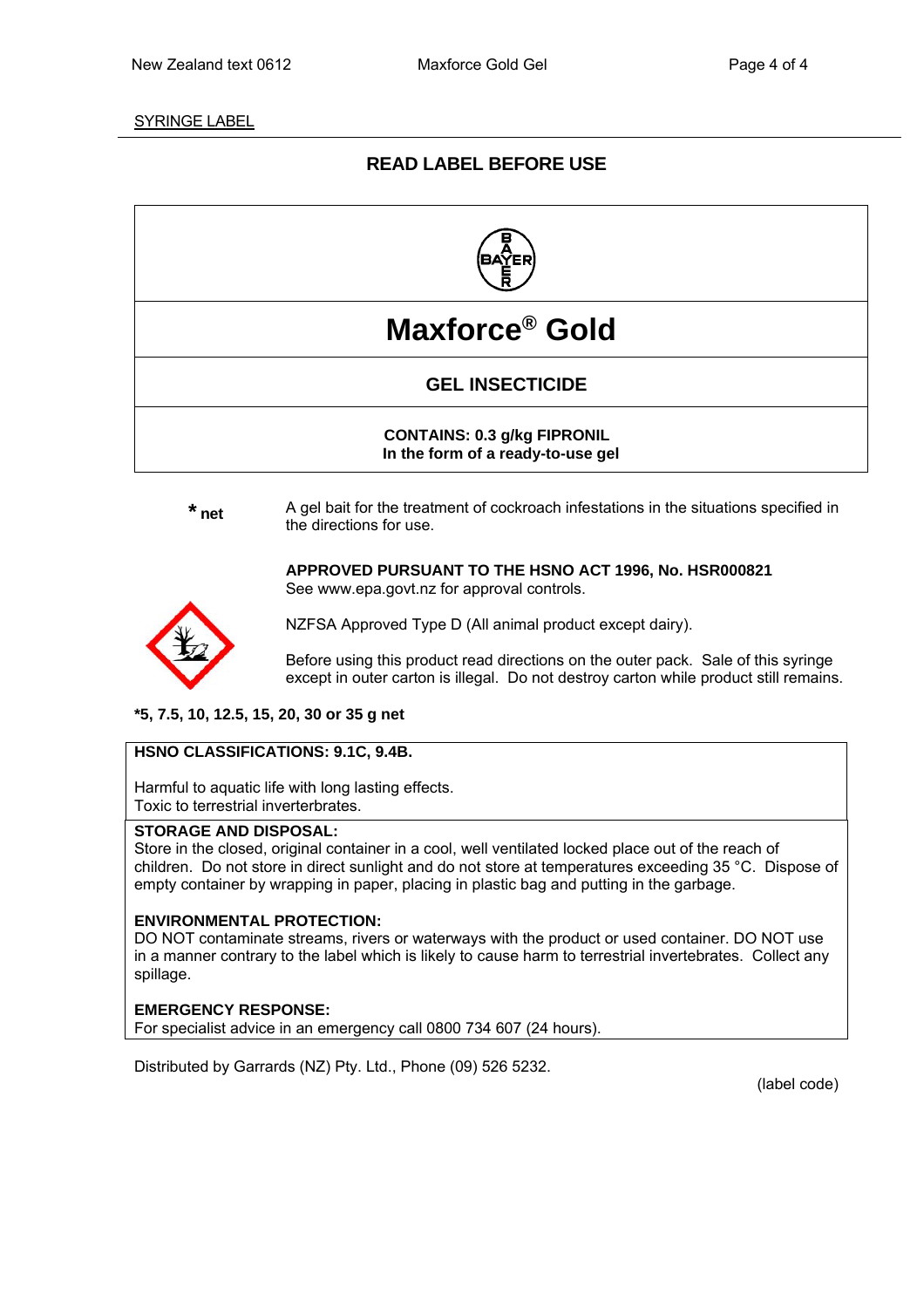SYRINGE LABEL

## READ LABEL BEFORE USE

# Maxforce® Gold

## GEL INSECTICIDE

**CONTAINS: 0.3 g/kg FIPRONIL**
**In the form of a ready-to-use gel**

**\* net**

A gel bait for the treatment of cockroach infestations in the situations specified in the directions for use.

**APPROVED PURSUANT TO THE HSNO ACT 1996, No. HSR000821**
See www.epa.govt.nz for approval controls.

NZFSA Approved Type D (All animal product except dairy).

Before using this product read directions on the outer pack. Sale of this syringe except in outer carton is illegal. Do not destroy carton while product still remains.

**\*5, 7.5, 10, 12.5, 15, 20, 30 or 35 g net**

**HSNO CLASSIFICATIONS: 9.1C, 9.4B.**

Harmful to aquatic life with long lasting effects.
Toxic to terrestrial inverterbrates.

**STORAGE AND DISPOSAL:**
Store in the closed, original container in a cool, well ventilated locked place out of the reach of children. Do not store in direct sunlight and do not store at temperatures exceeding 35 °C. Dispose of empty container by wrapping in paper, placing in plastic bag and putting in the garbage.

**ENVIRONMENTAL PROTECTION:**
DO NOT contaminate streams, rivers or waterways with the product or used container. DO NOT use in a manner contrary to the label which is likely to cause harm to terrestrial invertebrates. Collect any spillage.

**EMERGENCY RESPONSE:**
For specialist advice in an emergency call 0800 734 607 (24 hours).

Distributed by Garrards (NZ) Pty. Ltd., Phone (09) 526 5232.

(label code)